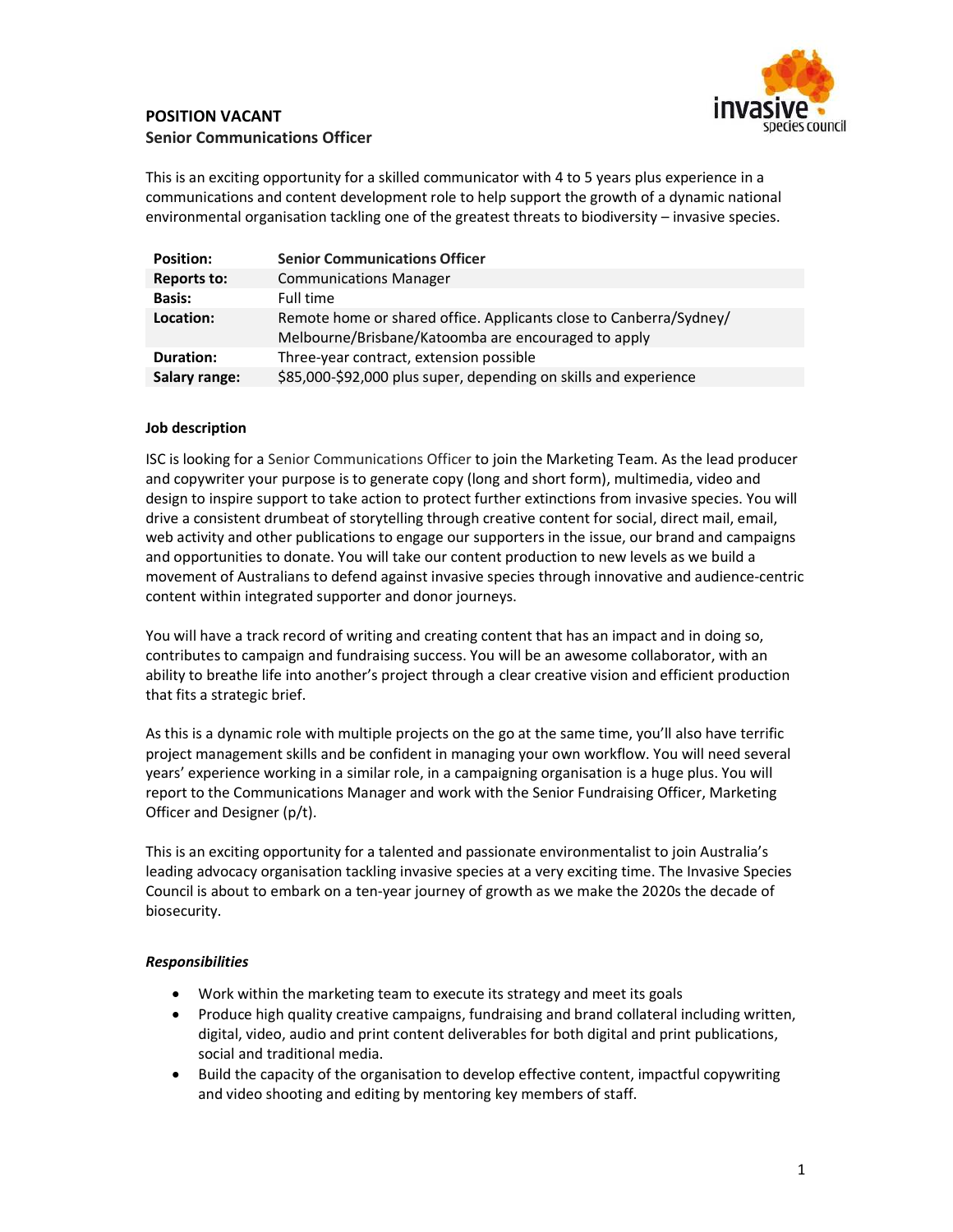**POSITION VACANT**
**Senior Communications Officer**

This is an exciting opportunity for a skilled communicator with 4 to 5 years plus experience in a communications and content development role to help support the growth of a dynamic national environmental organisation tackling one of the greatest threats to biodiversity – invasive species.

| | |
|---|---|
| **Position:** | **Senior Communications Officer** |
| **Reports to:** | Communications Manager |
| **Basis:** | Full time |
| **Location:** | Remote home or shared office. Applicants close to Canberra/Sydney/ Melbourne/Brisbane/Katoomba are encouraged to apply |
| **Duration:** | Three-year contract, extension possible |
| **Salary range:** | $85,000-$92,000 plus super, depending on skills and experience |

**Job description**

ISC is looking for a Senior Communications Officer to join the Marketing Team. As the lead producer and copywriter your purpose is to generate copy (long and short form), multimedia, video and design to inspire support to take action to protect further extinctions from invasive species. You will drive a consistent drumbeat of storytelling through creative content for social, direct mail, email, web activity and other publications to engage our supporters in the issue, our brand and campaigns and opportunities to donate. You will take our content production to new levels as we build a movement of Australians to defend against invasive species through innovative and audience-centric content within integrated supporter and donor journeys.

You will have a track record of writing and creating content that has an impact and in doing so, contributes to campaign and fundraising success. You will be an awesome collaborator, with an ability to breathe life into another's project through a clear creative vision and efficient production that fits a strategic brief.

As this is a dynamic role with multiple projects on the go at the same time, you'll also have terrific project management skills and be confident in managing your own workflow. You will need several years' experience working in a similar role, in a campaigning organisation is a huge plus. You will report to the Communications Manager and work with the Senior Fundraising Officer, Marketing Officer and Designer (p/t).

This is an exciting opportunity for a talented and passionate environmentalist to join Australia's leading advocacy organisation tackling invasive species at a very exciting time. The Invasive Species Council is about to embark on a ten-year journey of growth as we make the 2020s the decade of biosecurity.

***Responsibilities***

- Work within the marketing team to execute its strategy and meet its goals
- Produce high quality creative campaigns, fundraising and brand collateral including written, digital, video, audio and print content deliverables for both digital and print publications, social and traditional media.
- Build the capacity of the organisation to develop effective content, impactful copywriting and video shooting and editing by mentoring key members of staff.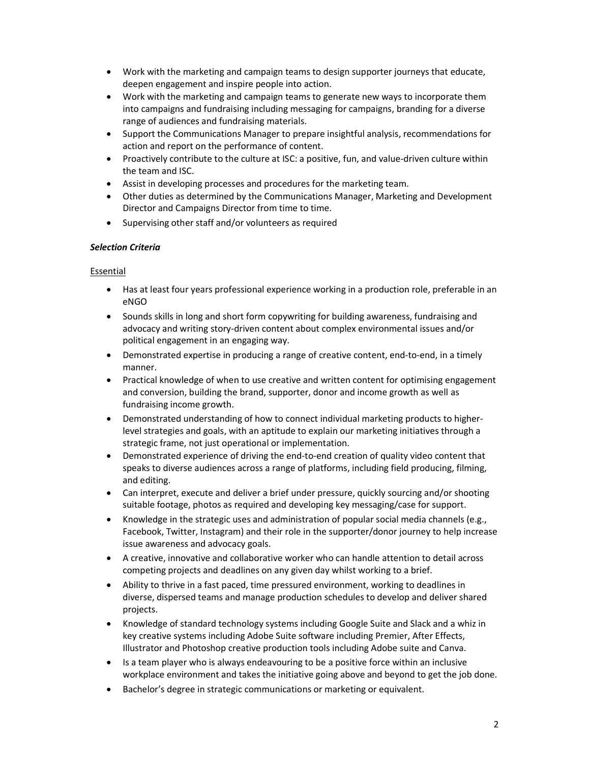- Work with the marketing and campaign teams to design supporter journeys that educate, deepen engagement and inspire people into action.
- Work with the marketing and campaign teams to generate new ways to incorporate them into campaigns and fundraising including messaging for campaigns, branding for a diverse range of audiences and fundraising materials.
- Support the Communications Manager to prepare insightful analysis, recommendations for action and report on the performance of content.
- Proactively contribute to the culture at ISC: a positive, fun, and value-driven culture within the team and ISC.
- Assist in developing processes and procedures for the marketing team.
- Other duties as determined by the Communications Manager, Marketing and Development Director and Campaigns Director from time to time.
- Supervising other staff and/or volunteers as required

***Selection Criteria***

Essential

- Has at least four years professional experience working in a production role, preferable in an eNGO
- Sounds skills in long and short form copywriting for building awareness, fundraising and advocacy and writing story-driven content about complex environmental issues and/or political engagement in an engaging way.
- Demonstrated expertise in producing a range of creative content, end-to-end, in a timely manner.
- Practical knowledge of when to use creative and written content for optimising engagement and conversion, building the brand, supporter, donor and income growth as well as fundraising income growth.
- Demonstrated understanding of how to connect individual marketing products to higher-level strategies and goals, with an aptitude to explain our marketing initiatives through a strategic frame, not just operational or implementation.
- Demonstrated experience of driving the end-to-end creation of quality video content that speaks to diverse audiences across a range of platforms, including field producing, filming, and editing.
- Can interpret, execute and deliver a brief under pressure, quickly sourcing and/or shooting suitable footage, photos as required and developing key messaging/case for support.
- Knowledge in the strategic uses and administration of popular social media channels (e.g., Facebook, Twitter, Instagram) and their role in the supporter/donor journey to help increase issue awareness and advocacy goals.
- A creative, innovative and collaborative worker who can handle attention to detail across competing projects and deadlines on any given day whilst working to a brief.
- Ability to thrive in a fast paced, time pressured environment, working to deadlines in diverse, dispersed teams and manage production schedules to develop and deliver shared projects.
- Knowledge of standard technology systems including Google Suite and Slack and a whiz in key creative systems including Adobe Suite software including Premier, After Effects, Illustrator and Photoshop creative production tools including Adobe suite and Canva.
- Is a team player who is always endeavouring to be a positive force within an inclusive workplace environment and takes the initiative going above and beyond to get the job done.
- Bachelor's degree in strategic communications or marketing or equivalent.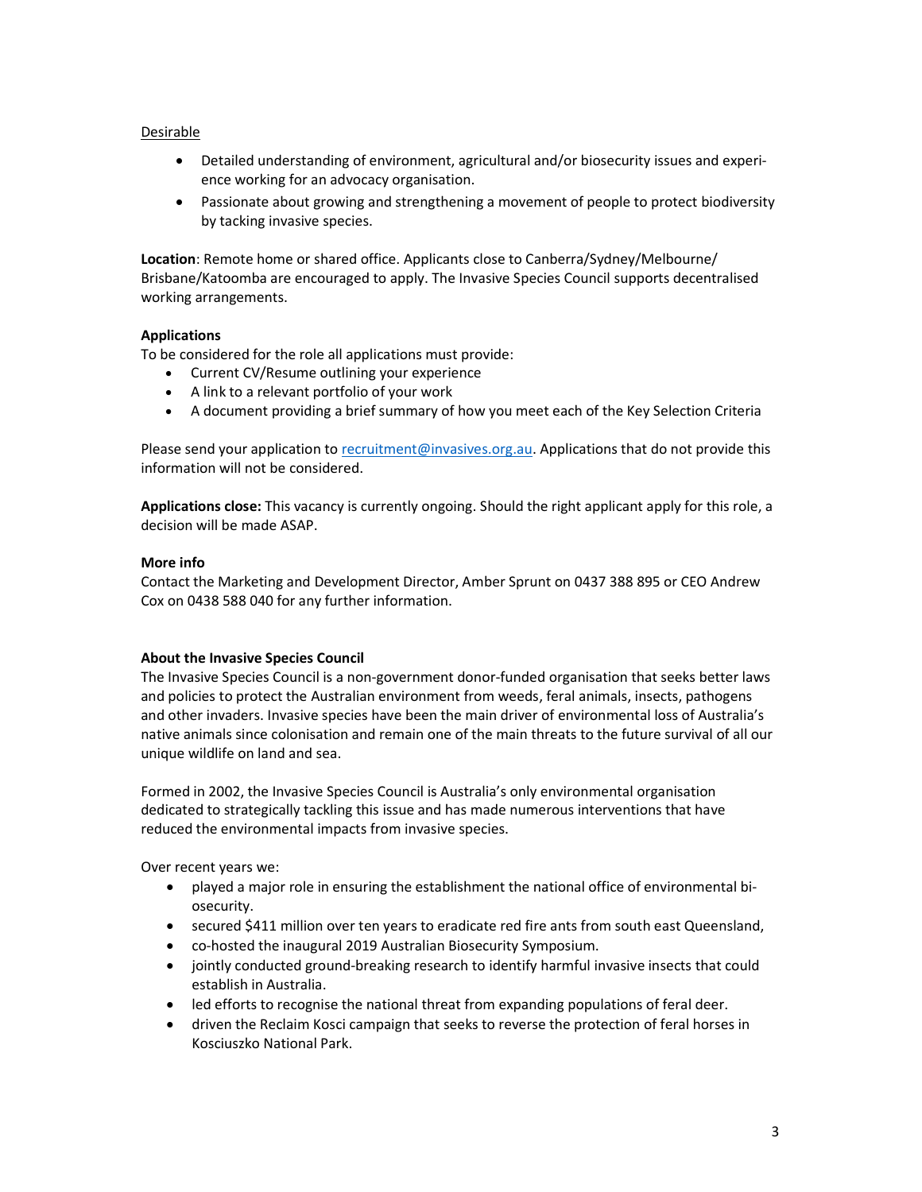Desirable

- Detailed understanding of environment, agricultural and/or biosecurity issues and experience working for an advocacy organisation.
- Passionate about growing and strengthening a movement of people to protect biodiversity by tacking invasive species.

**Location**: Remote home or shared office. Applicants close to Canberra/Sydney/Melbourne/Brisbane/Katoomba are encouraged to apply. The Invasive Species Council supports decentralised working arrangements.

**Applications**

To be considered for the role all applications must provide:

- Current CV/Resume outlining your experience
- A link to a relevant portfolio of your work
- A document providing a brief summary of how you meet each of the Key Selection Criteria

Please send your application to recruitment@invasives.org.au. Applications that do not provide this information will not be considered.

**Applications close:** This vacancy is currently ongoing. Should the right applicant apply for this role, a decision will be made ASAP.

**More info**

Contact the Marketing and Development Director, Amber Sprunt on 0437 388 895 or CEO Andrew Cox on 0438 588 040 for any further information.

**About the Invasive Species Council**

The Invasive Species Council is a non-government donor-funded organisation that seeks better laws and policies to protect the Australian environment from weeds, feral animals, insects, pathogens and other invaders. Invasive species have been the main driver of environmental loss of Australia's native animals since colonisation and remain one of the main threats to the future survival of all our unique wildlife on land and sea.

Formed in 2002, the Invasive Species Council is Australia's only environmental organisation dedicated to strategically tackling this issue and has made numerous interventions that have reduced the environmental impacts from invasive species.

Over recent years we:

- played a major role in ensuring the establishment the national office of environmental biosecurity.
- secured $411 million over ten years to eradicate red fire ants from south east Queensland,
- co-hosted the inaugural 2019 Australian Biosecurity Symposium.
- jointly conducted ground-breaking research to identify harmful invasive insects that could establish in Australia.
- led efforts to recognise the national threat from expanding populations of feral deer.
- driven the Reclaim Kosci campaign that seeks to reverse the protection of feral horses in Kosciuszko National Park.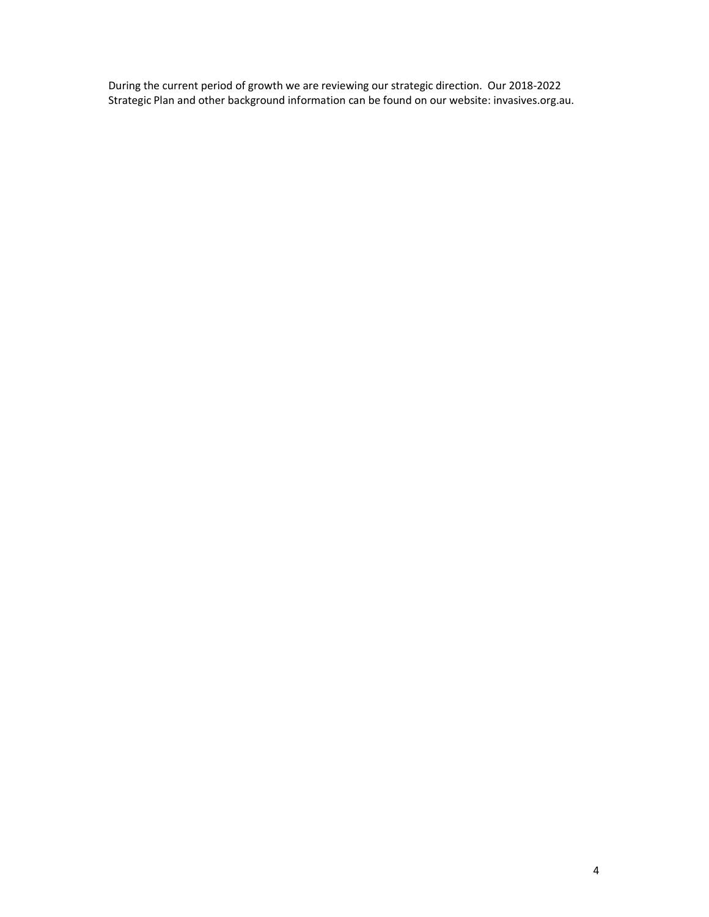During the current period of growth we are reviewing our strategic direction. Our 2018-2022 Strategic Plan and other background information can be found on our website: invasives.org.au.